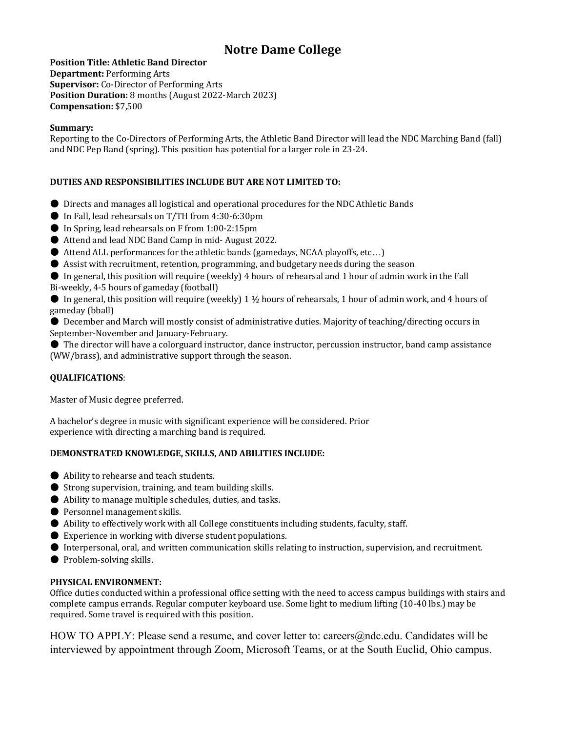# Notre Dame College

**Position Title: Athletic Band Director**
**Department:** Performing Arts
**Supervisor:** Co-Director of Performing Arts
**Position Duration:** 8 months (August 2022-March 2023)
**Compensation:** $7,500

**Summary:**
Reporting to the Co-Directors of Performing Arts, the Athletic Band Director will lead the NDC Marching Band (fall) and NDC Pep Band (spring). This position has potential for a larger role in 23-24.

**DUTIES AND RESPONSIBILITIES INCLUDE BUT ARE NOT LIMITED TO:**

- Directs and manages all logistical and operational procedures for the NDC Athletic Bands
- In Fall, lead rehearsals on T/TH from 4:30-6:30pm
- In Spring, lead rehearsals on F from 1:00-2:15pm
- Attend and lead NDC Band Camp in mid- August 2022.
- Attend ALL performances for the athletic bands (gamedays, NCAA playoffs, etc…)
- Assist with recruitment, retention, programming, and budgetary needs during the season
- In general, this position will require (weekly) 4 hours of rehearsal and 1 hour of admin work in the Fall Bi-weekly, 4-5 hours of gameday (football)
- In general, this position will require (weekly) 1 ½ hours of rehearsals, 1 hour of admin work, and 4 hours of gameday (bball)
- December and March will mostly consist of administrative duties. Majority of teaching/directing occurs in September-November and January-February.
- The director will have a colorguard instructor, dance instructor, percussion instructor, band camp assistance (WW/brass), and administrative support through the season.

**QUALIFICATIONS**:

Master of Music degree preferred.

A bachelor's degree in music with significant experience will be considered. Prior experience with directing a marching band is required.

**DEMONSTRATED KNOWLEDGE, SKILLS, AND ABILITIES INCLUDE:**

- Ability to rehearse and teach students.
- Strong supervision, training, and team building skills.
- Ability to manage multiple schedules, duties, and tasks.
- Personnel management skills.
- Ability to effectively work with all College constituents including students, faculty, staff.
- Experience in working with diverse student populations.
- Interpersonal, oral, and written communication skills relating to instruction, supervision, and recruitment.
- Problem-solving skills.

**PHYSICAL ENVIRONMENT:**
Office duties conducted within a professional office setting with the need to access campus buildings with stairs and complete campus errands. Regular computer keyboard use. Some light to medium lifting (10-40 lbs.) may be required. Some travel is required with this position.

HOW TO APPLY: Please send a resume, and cover letter to: careers@ndc.edu. Candidates will be interviewed by appointment through Zoom, Microsoft Teams, or at the South Euclid, Ohio campus.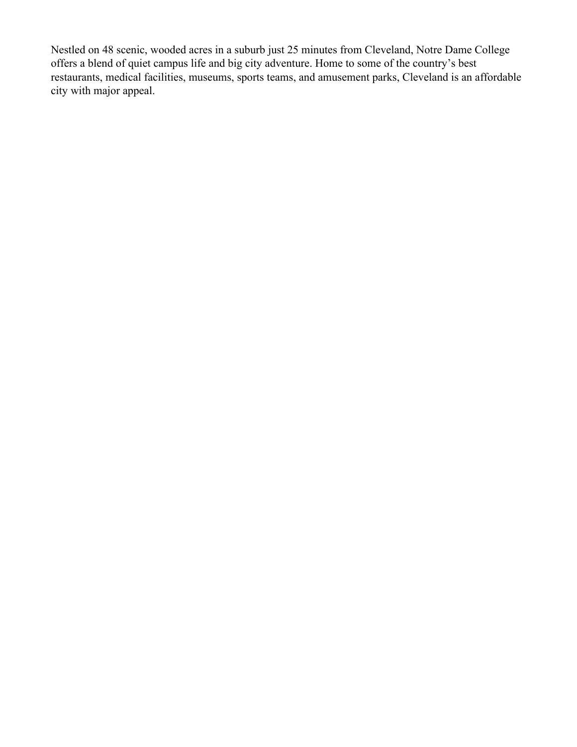Nestled on 48 scenic, wooded acres in a suburb just 25 minutes from Cleveland, Notre Dame College offers a blend of quiet campus life and big city adventure. Home to some of the country's best restaurants, medical facilities, museums, sports teams, and amusement parks, Cleveland is an affordable city with major appeal.